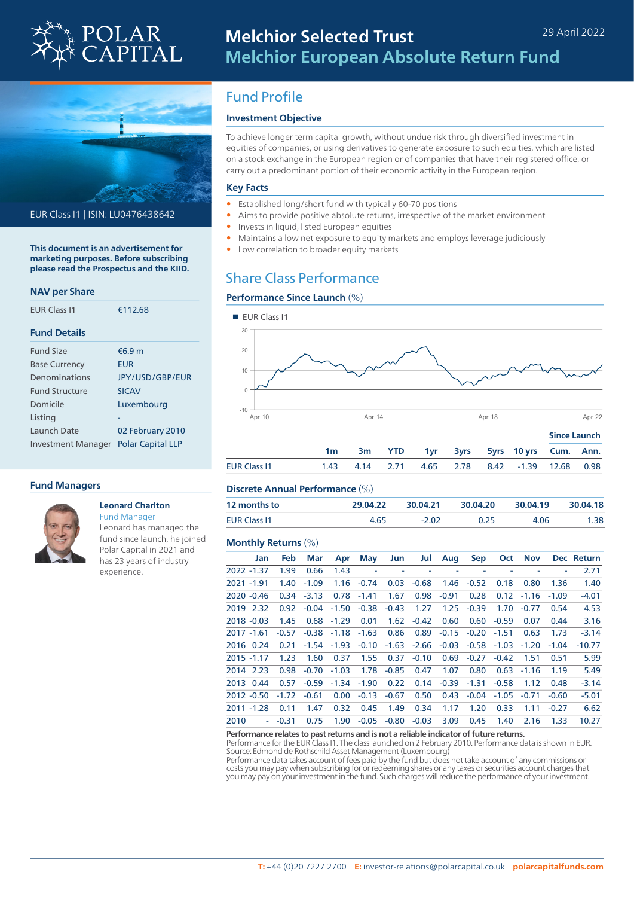# Melchior Selected Trust
## Melchior European Absolute Return Fund

29 April 2022

EUR Class I1 | ISIN: LU0476438642

**This document is an advertisement for marketing purposes. Before subscribing please read the Prospectus and the KIID.**

### NAV per Share

| | |
|---|---|
| EUR Class I1 | €112.68 |

### Fund Details

| | |
|---|---|
| Fund Size | €6.9 m |
| Base Currency | EUR |
| Denominations | JPY/USD/GBP/EUR |
| Fund Structure | SICAV |
| Domicile | Luxembourg |
| Listing | - |
| Launch Date | 02 February 2010 |
| Investment Manager | Polar Capital LLP |

### Fund Managers

**Leonard Charlton**
Fund Manager
Leonard has managed the fund since launch, he joined Polar Capital in 2021 and has 23 years of industry experience.

## Fund Profile

### Investment Objective

To achieve longer term capital growth, without undue risk through diversified investment in equities of companies, or using derivatives to generate exposure to such equities, which are listed on a stock exchange in the European region or of companies that have their registered office, or carry out a predominant portion of their economic activity in the European region.

### Key Facts

- Established long/short fund with typically 60-70 positions
- Aims to provide positive absolute returns, irrespective of the market environment
- Invests in liquid, listed European equities
- Maintains a low net exposure to equity markets and employs leverage judiciously
- Low correlation to broader equity markets

## Share Class Performance

### Performance Since Launch (%)

■ EUR Class I1

| | 1m | 3m | YTD | 1yr | 3yrs | 5yrs | 10 yrs | Since Launch Cum. | Since Launch Ann. |
|---|---|---|---|---|---|---|---|---|---|
| EUR Class I1 | 1.43 | 4.14 | 2.71 | 4.65 | 2.78 | 8.42 | -1.39 | 12.68 | 0.98 |

### Discrete Annual Performance (%)

| 12 months to | 29.04.22 | 30.04.21 | 30.04.20 | 30.04.19 | 30.04.18 |
|---|---|---|---|---|---|
| EUR Class I1 | 4.65 | -2.02 | 0.25 | 4.06 | 1.38 |

### Monthly Returns (%)

| | Jan | Feb | Mar | Apr | May | Jun | Jul | Aug | Sep | Oct | Nov | Dec | Return |
|---|---|---|---|---|---|---|---|---|---|---|---|---|---|
| 2022 | -1.37 | 1.99 | 0.66 | 1.43 | - | - | - | - | - | - | - | - | 2.71 |
| 2021 | -1.91 | 1.40 | -1.09 | 1.16 | -0.74 | 0.03 | -0.68 | 1.46 | -0.52 | 0.18 | 0.80 | 1.36 | 1.40 |
| 2020 | -0.46 | 0.34 | -3.13 | 0.78 | -1.41 | 1.67 | 0.98 | -0.91 | 0.28 | 0.12 | -1.16 | -1.09 | -4.01 |
| 2019 | 2.32 | 0.92 | -0.04 | -1.50 | -0.38 | -0.43 | 1.27 | 1.25 | -0.39 | 1.70 | -0.77 | 0.54 | 4.53 |
| 2018 | -0.03 | 1.45 | 0.68 | -1.29 | 0.01 | 1.62 | -0.42 | 0.60 | 0.60 | -0.59 | 0.07 | 0.44 | 3.16 |
| 2017 | -1.61 | -0.57 | -0.38 | -1.18 | -1.63 | 0.86 | 0.89 | -0.15 | -0.20 | -1.51 | 0.63 | 1.73 | -3.14 |
| 2016 | 0.24 | 0.21 | -1.54 | -1.93 | -0.10 | -1.63 | -2.66 | -0.03 | -0.58 | -1.03 | -1.20 | -1.04 | -10.77 |
| 2015 | -1.17 | 1.23 | 1.60 | 0.37 | 1.55 | 0.37 | -0.10 | 0.69 | -0.27 | -0.42 | 1.51 | 0.51 | 5.99 |
| 2014 | 2.23 | 0.98 | -0.70 | -1.03 | 1.78 | -0.85 | 0.47 | 1.07 | 0.80 | 0.63 | -1.16 | 1.19 | 5.49 |
| 2013 | 0.44 | 0.57 | -0.59 | -1.34 | -1.90 | 0.22 | 0.14 | -0.39 | -1.31 | -0.58 | 1.12 | 0.48 | -3.14 |
| 2012 | -0.50 | -1.72 | -0.61 | 0.00 | -0.13 | -0.67 | 0.50 | 0.43 | -0.04 | -1.05 | -0.71 | -0.60 | -5.01 |
| 2011 | -1.28 | 0.11 | 1.47 | 0.32 | 0.45 | 1.49 | 0.34 | 1.17 | 1.20 | 0.33 | 1.11 | -0.27 | 6.62 |
| 2010 | - | -0.31 | 0.75 | 1.90 | -0.05 | -0.80 | -0.03 | 3.09 | 0.45 | 1.40 | 2.16 | 1.33 | 10.27 |

**Performance relates to past returns and is not a reliable indicator of future returns.**
Performance for the EUR Class I1. The class launched on 2 February 2010. Performance data is shown in EUR.
Source: Edmond de Rothschild Asset Management (Luxembourg)
Performance data takes account of fees paid by the fund but does not take account of any commissions or costs you may pay when subscribing for or redeeming shares or any taxes or securities account charges that you may pay on your investment in the fund. Such charges will reduce the performance of your investment.

**T:** +44 (0)20 7227 2700 **E:** investor-relations@polarcapital.co.uk **polarcapitalfunds.com**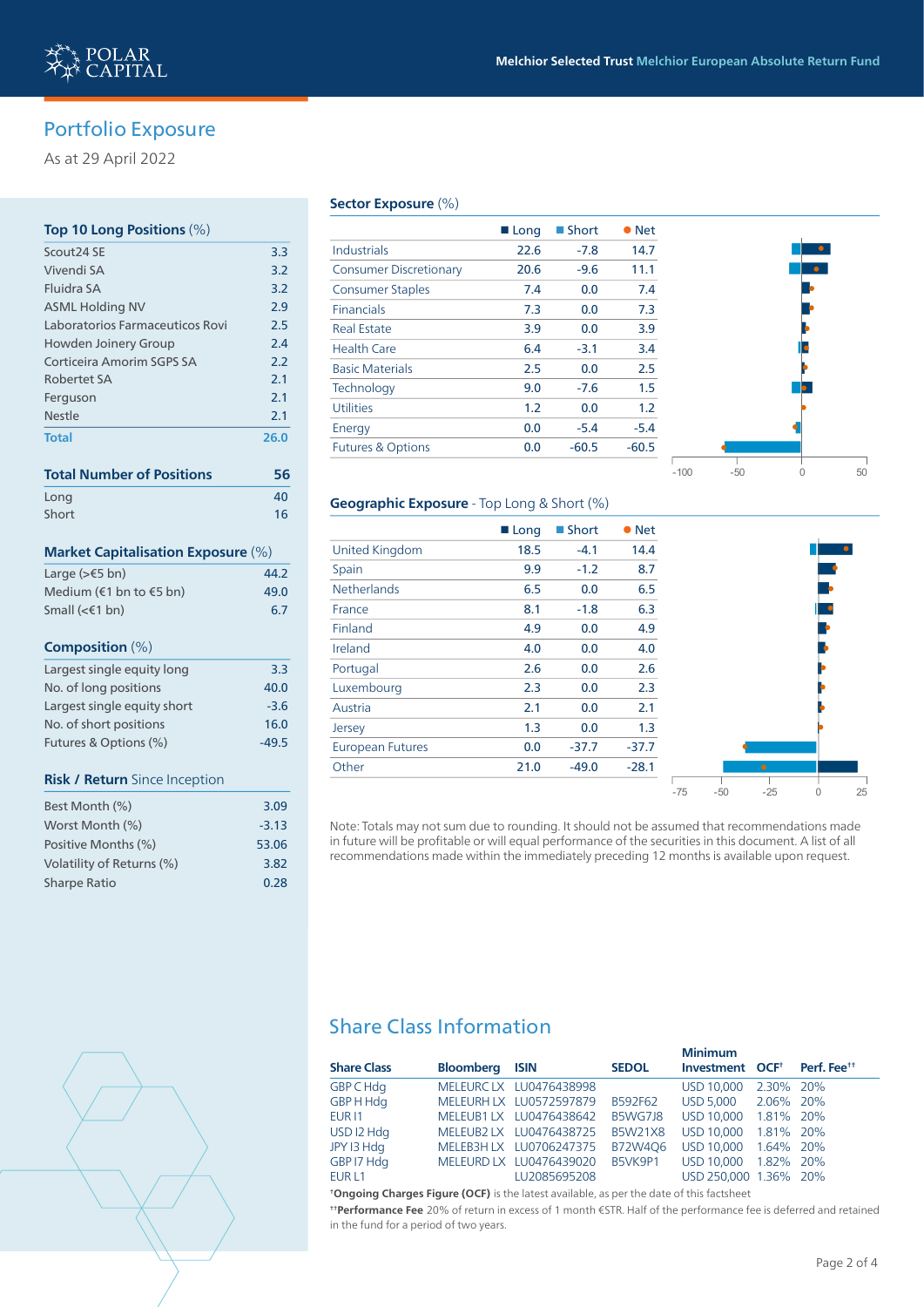## Portfolio Exposure

As at 29 April 2022

### Top 10 Long Positions (%)

| Position | % |
|---|---|
| Scout24 SE | 3.3 |
| Vivendi SA | 3.2 |
| Fluidra SA | 3.2 |
| ASML Holding NV | 2.9 |
| Laboratorios Farmaceuticos Rovi | 2.5 |
| Howden Joinery Group | 2.4 |
| Corticeira Amorim SGPS SA | 2.2 |
| Robertet SA | 2.1 |
| Ferguson | 2.1 |
| Nestle | 2.1 |
| **Total** | **26.0** |

### Total Number of Positions

| Total Number of Positions | 56 |
|---|---|
| Long | 40 |
| Short | 16 |

### Market Capitalisation Exposure (%)

| Market Cap | % |
|---|---|
| Large (>€5 bn) | 44.2 |
| Medium (€1 bn to €5 bn) | 49.0 |
| Small (<€1 bn) | 6.7 |

### Composition (%)

| Composition | % |
|---|---|
| Largest single equity long | 3.3 |
| No. of long positions | 40.0 |
| Largest single equity short | -3.6 |
| No. of short positions | 16.0 |
| Futures & Options (%) | -49.5 |

### Risk / Return Since Inception

| Measure | Value |
|---|---|
| Best Month (%) | 3.09 |
| Worst Month (%) | -3.13 |
| Positive Months (%) | 53.06 |
| Volatility of Returns (%) | 3.82 |
| Sharpe Ratio | 0.28 |

### Sector Exposure (%)

| Sector | Long | Short | Net |
|---|---|---|---|
| Industrials | 22.6 | -7.8 | 14.7 |
| Consumer Discretionary | 20.6 | -9.6 | 11.1 |
| Consumer Staples | 7.4 | 0.0 | 7.4 |
| Financials | 7.3 | 0.0 | 7.3 |
| Real Estate | 3.9 | 0.0 | 3.9 |
| Health Care | 6.4 | -3.1 | 3.4 |
| Basic Materials | 2.5 | 0.0 | 2.5 |
| Technology | 9.0 | -7.6 | 1.5 |
| Utilities | 1.2 | 0.0 | 1.2 |
| Energy | 0.0 | -5.4 | -5.4 |
| Futures & Options | 0.0 | -60.5 | -60.5 |

### Geographic Exposure - Top Long & Short (%)

| Country | Long | Short | Net |
|---|---|---|---|
| United Kingdom | 18.5 | -4.1 | 14.4 |
| Spain | 9.9 | -1.2 | 8.7 |
| Netherlands | 6.5 | 0.0 | 6.5 |
| France | 8.1 | -1.8 | 6.3 |
| Finland | 4.9 | 0.0 | 4.9 |
| Ireland | 4.0 | 0.0 | 4.0 |
| Portugal | 2.6 | 0.0 | 2.6 |
| Luxembourg | 2.3 | 0.0 | 2.3 |
| Austria | 2.1 | 0.0 | 2.1 |
| Jersey | 1.3 | 0.0 | 1.3 |
| European Futures | 0.0 | -37.7 | -37.7 |
| Other | 21.0 | -49.0 | -28.1 |

Note: Totals may not sum due to rounding. It should not be assumed that recommendations made in future will be profitable or will equal performance of the securities in this document. A list of all recommendations made within the immediately preceding 12 months is available upon request.

## Share Class Information

| Share Class | Bloomberg | ISIN | SEDOL | Minimum Investment | OCF† | Perf. Fee†† |
|---|---|---|---|---|---|---|
| GBP C Hdg | MELEURC LX | LU0476438998 | | USD 10,000 | 2.30% | 20% |
| GBP H Hdg | MELEURH LX | LU0572597879 | B592F62 | USD 5,000 | 2.06% | 20% |
| EUR I1 | MELEUB1 LX | LU0476438642 | B5WG7J8 | USD 10,000 | 1.81% | 20% |
| USD I2 Hdg | MELEUB2 LX | LU0476438725 | B5W21X8 | USD 10,000 | 1.81% | 20% |
| JPY I3 Hdg | MELEB3H LX | LU0706247375 | B72W4Q6 | USD 10,000 | 1.64% | 20% |
| GBP I7 Hdg | MELEURD LX | LU0476439020 | B5VK9P1 | USD 10,000 | 1.82% | 20% |
| EUR L1 | | LU2085695208 | | USD 250,000 | 1.36% | 20% |

†**Ongoing Charges Figure (OCF)** is the latest available, as per the date of this factsheet

††**Performance Fee** 20% of return in excess of 1 month €STR. Half of the performance fee is deferred and retained in the fund for a period of two years.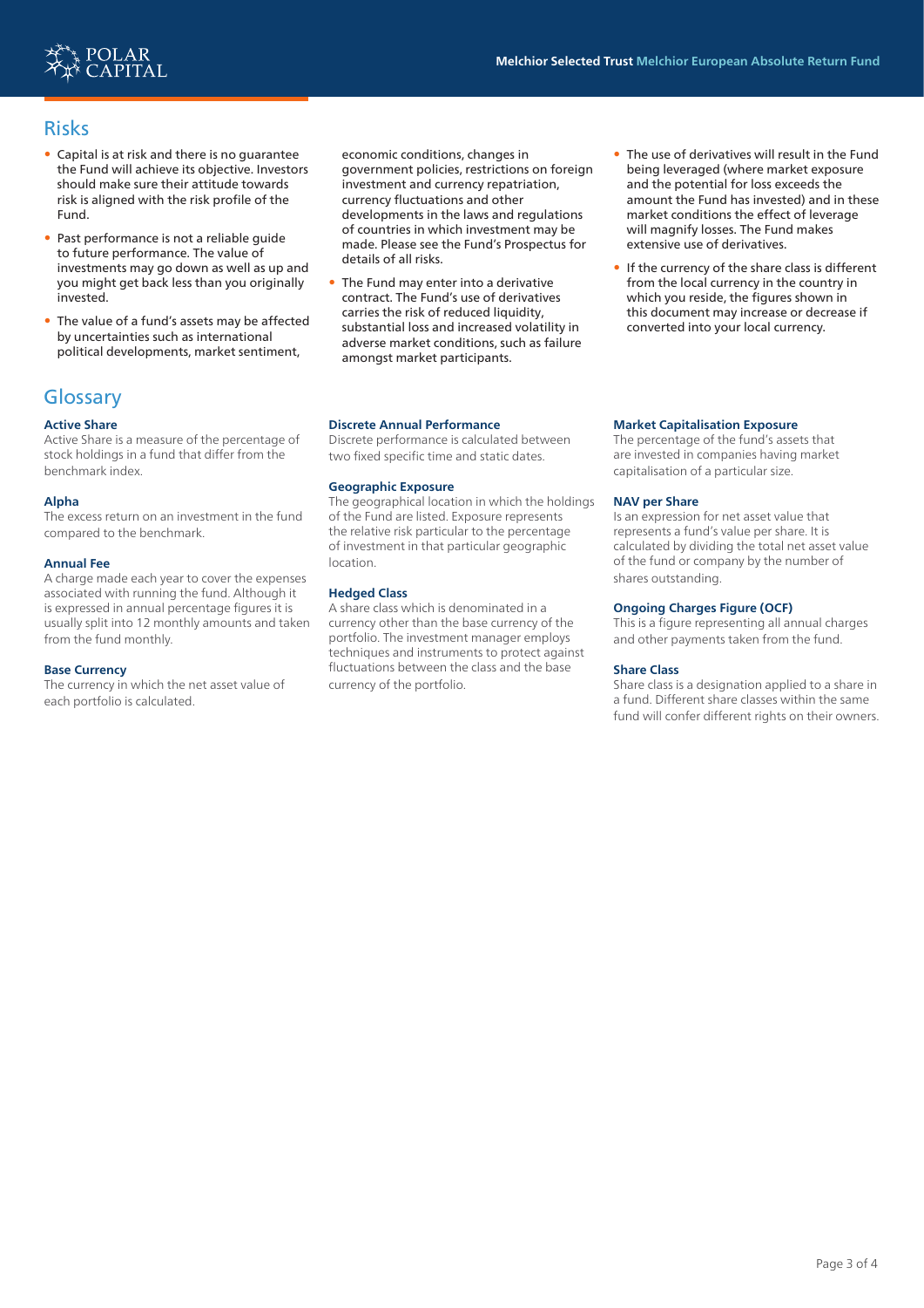## Risks

- Capital is at risk and there is no guarantee the Fund will achieve its objective. Investors should make sure their attitude towards risk is aligned with the risk profile of the Fund.
- Past performance is not a reliable guide to future performance. The value of investments may go down as well as up and you might get back less than you originally invested.
- The value of a fund's assets may be affected by uncertainties such as international political developments, market sentiment, economic conditions, changes in government policies, restrictions on foreign investment and currency repatriation, currency fluctuations and other developments in the laws and regulations of countries in which investment may be made. Please see the Fund's Prospectus for details of all risks.
- The Fund may enter into a derivative contract. The Fund's use of derivatives carries the risk of reduced liquidity, substantial loss and increased volatility in adverse market conditions, such as failure amongst market participants.
- The use of derivatives will result in the Fund being leveraged (where market exposure and the potential for loss exceeds the amount the Fund has invested) and in these market conditions the effect of leverage will magnify losses. The Fund makes extensive use of derivatives.
- If the currency of the share class is different from the local currency in the country in which you reside, the figures shown in this document may increase or decrease if converted into your local currency.

## Glossary

**Active Share**
Active Share is a measure of the percentage of stock holdings in a fund that differ from the benchmark index.

**Alpha**
The excess return on an investment in the fund compared to the benchmark.

**Annual Fee**
A charge made each year to cover the expenses associated with running the fund. Although it is expressed in annual percentage figures it is usually split into 12 monthly amounts and taken from the fund monthly.

**Base Currency**
The currency in which the net asset value of each portfolio is calculated.

**Discrete Annual Performance**
Discrete performance is calculated between two fixed specific time and static dates.

**Geographic Exposure**
The geographical location in which the holdings of the Fund are listed. Exposure represents the relative risk particular to the percentage of investment in that particular geographic location.

**Hedged Class**
A share class which is denominated in a currency other than the base currency of the portfolio. The investment manager employs techniques and instruments to protect against fluctuations between the class and the base currency of the portfolio.

**Market Capitalisation Exposure**
The percentage of the fund's assets that are invested in companies having market capitalisation of a particular size.

**NAV per Share**
Is an expression for net asset value that represents a fund's value per share. It is calculated by dividing the total net asset value of the fund or company by the number of shares outstanding.

**Ongoing Charges Figure (OCF)**
This is a figure representing all annual charges and other payments taken from the fund.

**Share Class**
Share class is a designation applied to a share in a fund. Different share classes within the same fund will confer different rights on their owners.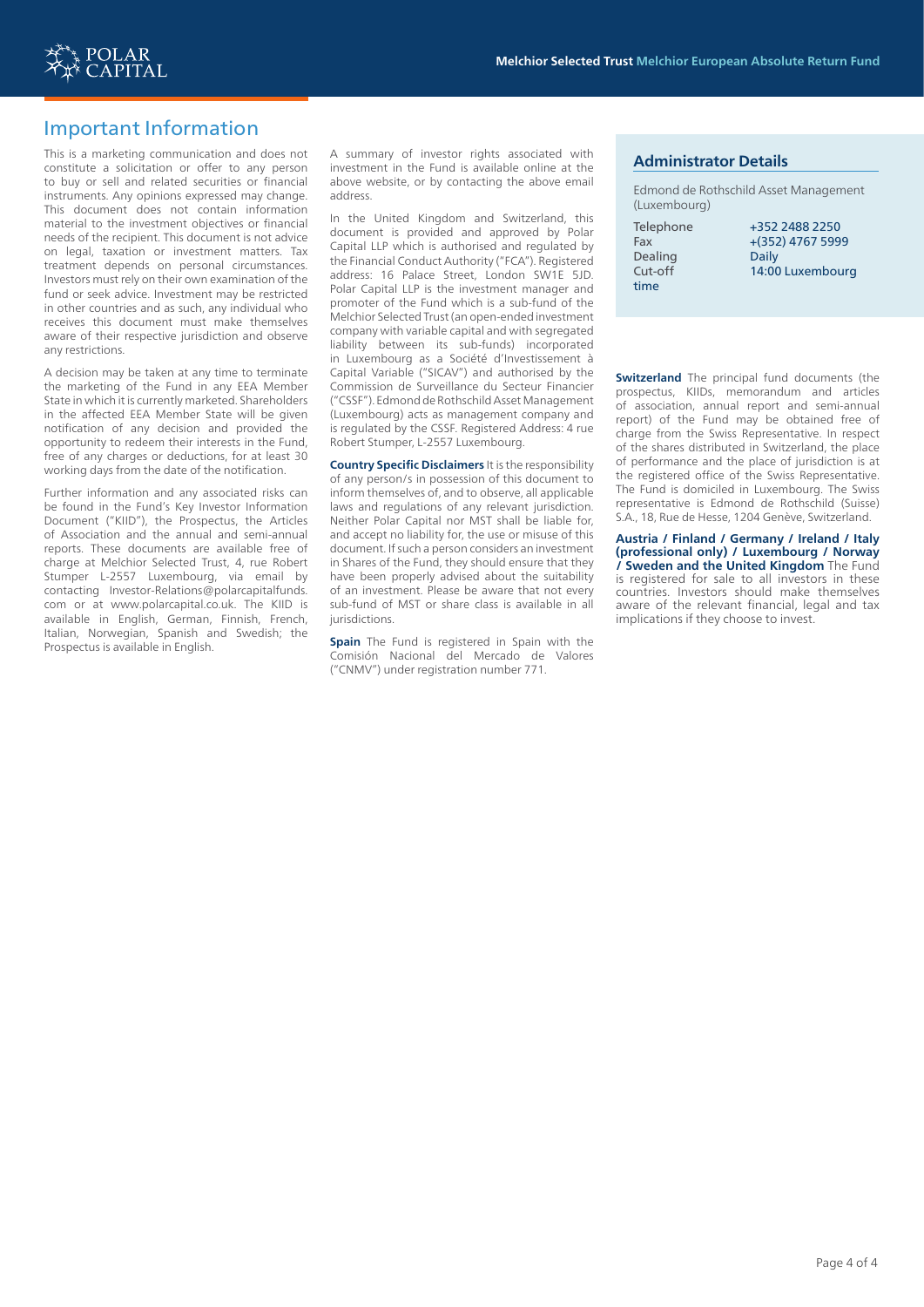## Important Information

This is a marketing communication and does not constitute a solicitation or offer to any person to buy or sell and related securities or financial instruments. Any opinions expressed may change. This document does not contain information material to the investment objectives or financial needs of the recipient. This document is not advice on legal, taxation or investment matters. Tax treatment depends on personal circumstances. Investors must rely on their own examination of the fund or seek advice. Investment may be restricted in other countries and as such, any individual who receives this document must make themselves aware of their respective jurisdiction and observe any restrictions.

A decision may be taken at any time to terminate the marketing of the Fund in any EEA Member State in which it is currently marketed. Shareholders in the affected EEA Member State will be given notification of any decision and provided the opportunity to redeem their interests in the Fund, free of any charges or deductions, for at least 30 working days from the date of the notification.

Further information and any associated risks can be found in the Fund's Key Investor Information Document ("KIID"), the Prospectus, the Articles of Association and the annual and semi-annual reports. These documents are available free of charge at Melchior Selected Trust, 4, rue Robert Stumper L-2557 Luxembourg, via email by contacting Investor-Relations@polarcapitalfunds.com or at www.polarcapital.co.uk. The KIID is available in English, German, Finnish, French, Italian, Norwegian, Spanish and Swedish; the Prospectus is available in English.

A summary of investor rights associated with investment in the Fund is available online at the above website, or by contacting the above email address.

In the United Kingdom and Switzerland, this document is provided and approved by Polar Capital LLP which is authorised and regulated by the Financial Conduct Authority ("FCA"). Registered address: 16 Palace Street, London SW1E 5JD. Polar Capital LLP is the investment manager and promoter of the Fund which is a sub-fund of the Melchior Selected Trust (an open-ended investment company with variable capital and with segregated liability between its sub-funds) incorporated in Luxembourg as a Société d'Investissement à Capital Variable ("SICAV") and authorised by the Commission de Surveillance du Secteur Financier ("CSSF"). Edmond de Rothschild Asset Management (Luxembourg) acts as management company and is regulated by the CSSF. Registered Address: 4 rue Robert Stumper, L-2557 Luxembourg.

**Country Specific Disclaimers** It is the responsibility of any person/s in possession of this document to inform themselves of, and to observe, all applicable laws and regulations of any relevant jurisdiction. Neither Polar Capital nor MST shall be liable for, and accept no liability for, the use or misuse of this document. If such a person considers an investment in Shares of the Fund, they should ensure that they have been properly advised about the suitability of an investment. Please be aware that not every sub-fund of MST or share class is available in all jurisdictions.

**Spain** The Fund is registered in Spain with the Comisión Nacional del Mercado de Valores ("CNMV") under registration number 771.

### Administrator Details

Edmond de Rothschild Asset Management (Luxembourg)

| | |
|---|---|
| Telephone | +352 2488 2250 |
| Fax | +(352) 4767 5999 |
| Dealing | Daily |
| Cut-off time | 14:00 Luxembourg |

**Switzerland** The principal fund documents (the prospectus, KIIDs, memorandum and articles of association, annual report and semi-annual report) of the Fund may be obtained free of charge from the Swiss Representative. In respect of the shares distributed in Switzerland, the place of performance and the place of jurisdiction is at the registered office of the Swiss Representative. The Fund is domiciled in Luxembourg. The Swiss representative is Edmond de Rothschild (Suisse) S.A., 18, Rue de Hesse, 1204 Genève, Switzerland.

**Austria / Finland / Germany / Ireland / Italy (professional only) / Luxembourg / Norway / Sweden and the United Kingdom** The Fund is registered for sale to all investors in these countries. Investors should make themselves aware of the relevant financial, legal and tax implications if they choose to invest.